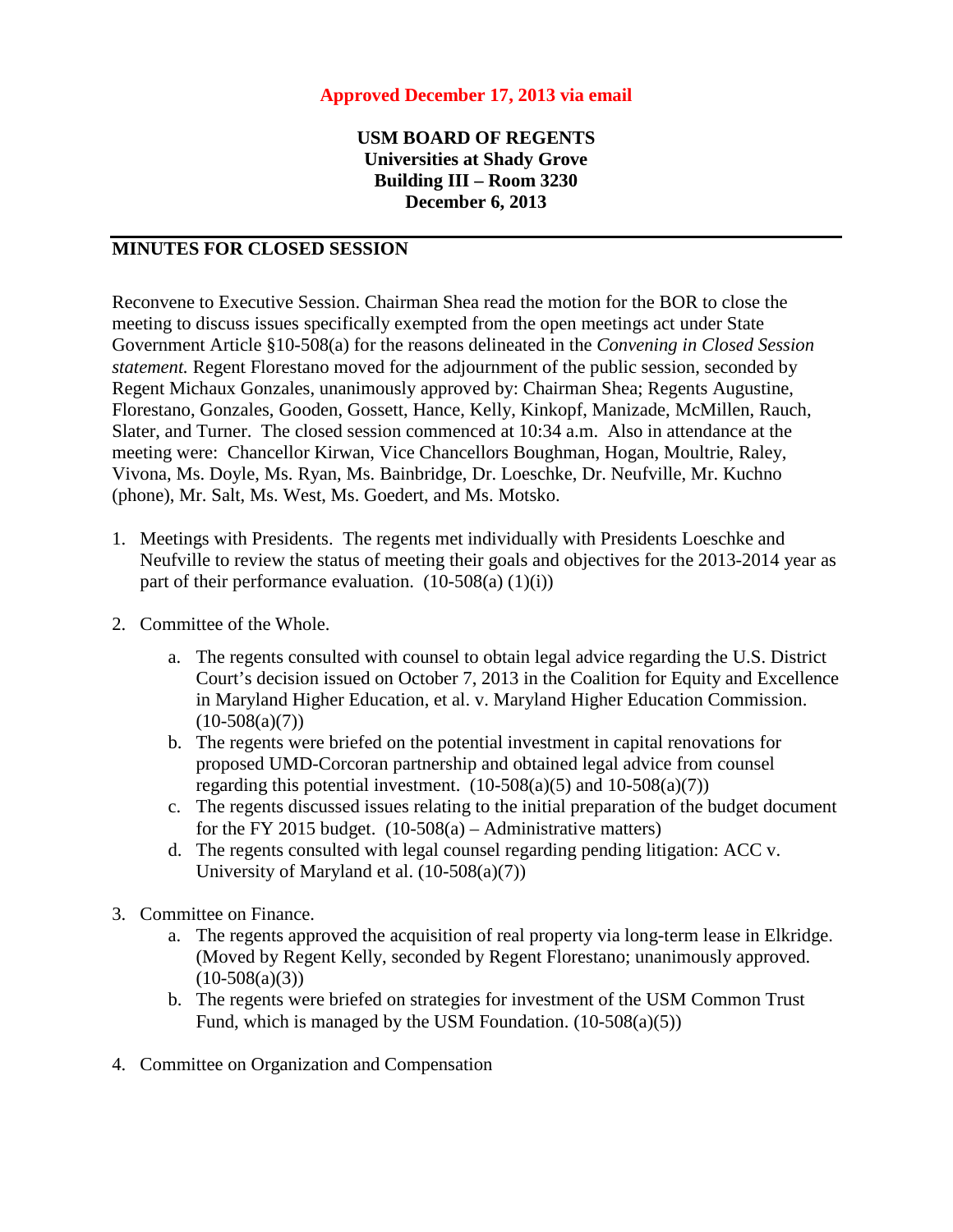**Approved December 17, 2013 via email**

**USM BOARD OF REGENTS**
**Universities at Shady Grove**
**Building III – Room 3230**
**December 6, 2013**

## MINUTES FOR CLOSED SESSION

Reconvene to Executive Session. Chairman Shea read the motion for the BOR to close the meeting to discuss issues specifically exempted from the open meetings act under State Government Article §10-508(a) for the reasons delineated in the *Convening in Closed Session statement.* Regent Florestano moved for the adjournment of the public session, seconded by Regent Michaux Gonzales, unanimously approved by: Chairman Shea; Regents Augustine, Florestano, Gonzales, Gooden, Gossett, Hance, Kelly, Kinkopf, Manizade, McMillen, Rauch, Slater, and Turner. The closed session commenced at 10:34 a.m. Also in attendance at the meeting were: Chancellor Kirwan, Vice Chancellors Boughman, Hogan, Moultrie, Raley, Vivona, Ms. Doyle, Ms. Ryan, Ms. Bainbridge, Dr. Loeschke, Dr. Neufville, Mr. Kuchno (phone), Mr. Salt, Ms. West, Ms. Goedert, and Ms. Motsko.

1. Meetings with Presidents. The regents met individually with Presidents Loeschke and Neufville to review the status of meeting their goals and objectives for the 2013-2014 year as part of their performance evaluation. (10-508(a) (1)(i))

2. Committee of the Whole.
    a. The regents consulted with counsel to obtain legal advice regarding the U.S. District Court's decision issued on October 7, 2013 in the Coalition for Equity and Excellence in Maryland Higher Education, et al. v. Maryland Higher Education Commission. (10-508(a)(7))
    b. The regents were briefed on the potential investment in capital renovations for proposed UMD-Corcoran partnership and obtained legal advice from counsel regarding this potential investment. (10-508(a)(5) and 10-508(a)(7))
    c. The regents discussed issues relating to the initial preparation of the budget document for the FY 2015 budget. (10-508(a) – Administrative matters)
    d. The regents consulted with legal counsel regarding pending litigation: ACC v. University of Maryland et al. (10-508(a)(7))

3. Committee on Finance.
    a. The regents approved the acquisition of real property via long-term lease in Elkridge. (Moved by Regent Kelly, seconded by Regent Florestano; unanimously approved. (10-508(a)(3))
    b. The regents were briefed on strategies for investment of the USM Common Trust Fund, which is managed by the USM Foundation. (10-508(a)(5))

4. Committee on Organization and Compensation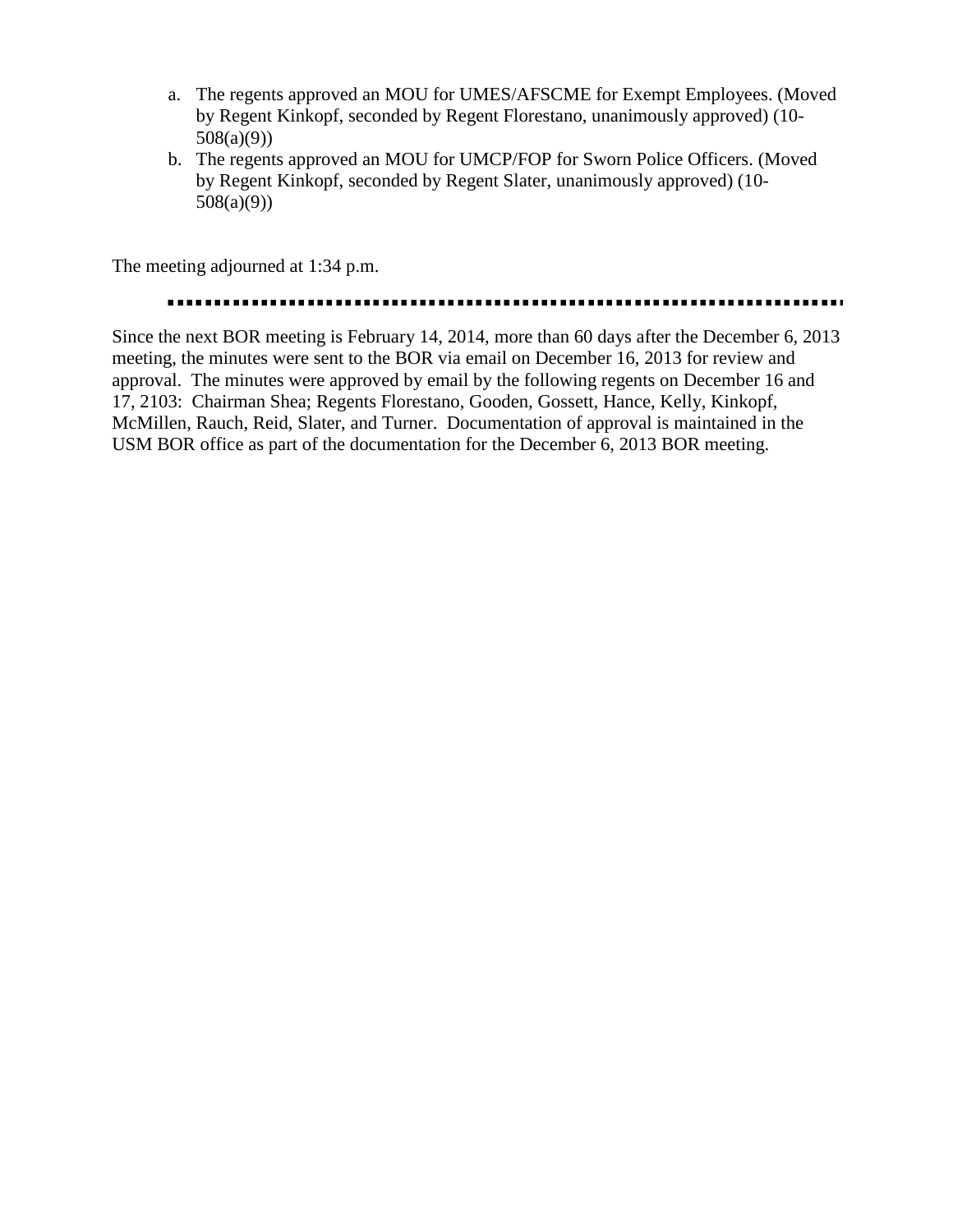a. The regents approved an MOU for UMES/AFSCME for Exempt Employees. (Moved by Regent Kinkopf, seconded by Regent Florestano, unanimously approved) (10-508(a)(9))
b. The regents approved an MOU for UMCP/FOP for Sworn Police Officers. (Moved by Regent Kinkopf, seconded by Regent Slater, unanimously approved) (10-508(a)(9))

The meeting adjourned at 1:34 p.m.

---

Since the next BOR meeting is February 14, 2014, more than 60 days after the December 6, 2013 meeting, the minutes were sent to the BOR via email on December 16, 2013 for review and approval. The minutes were approved by email by the following regents on December 16 and 17, 2103: Chairman Shea; Regents Florestano, Gooden, Gossett, Hance, Kelly, Kinkopf, McMillen, Rauch, Reid, Slater, and Turner. Documentation of approval is maintained in the USM BOR office as part of the documentation for the December 6, 2013 BOR meeting.